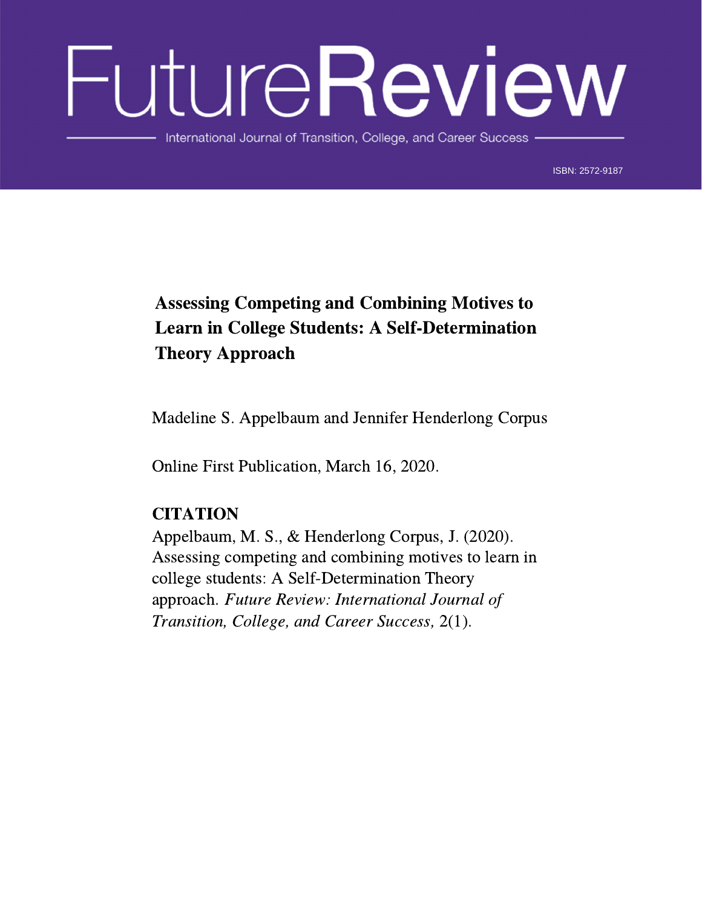# FutureReview

International Journal of Transition, College, and Career Success

ISBN: 2572-9187

## Assessing Competing and Combining Motives to Learn in College Students: A Self-Determination Theory Approach

Madeline S. Appelbaum and Jennifer Henderlong Corpus

Online First Publication, March 16, 2020.

**CITATION**

Appelbaum, M. S., & Henderlong Corpus, J. (2020). Assessing competing and combining motives to learn in college students: A Self-Determination Theory approach. *Future Review: International Journal of Transition, College, and Career Success,* 2(1).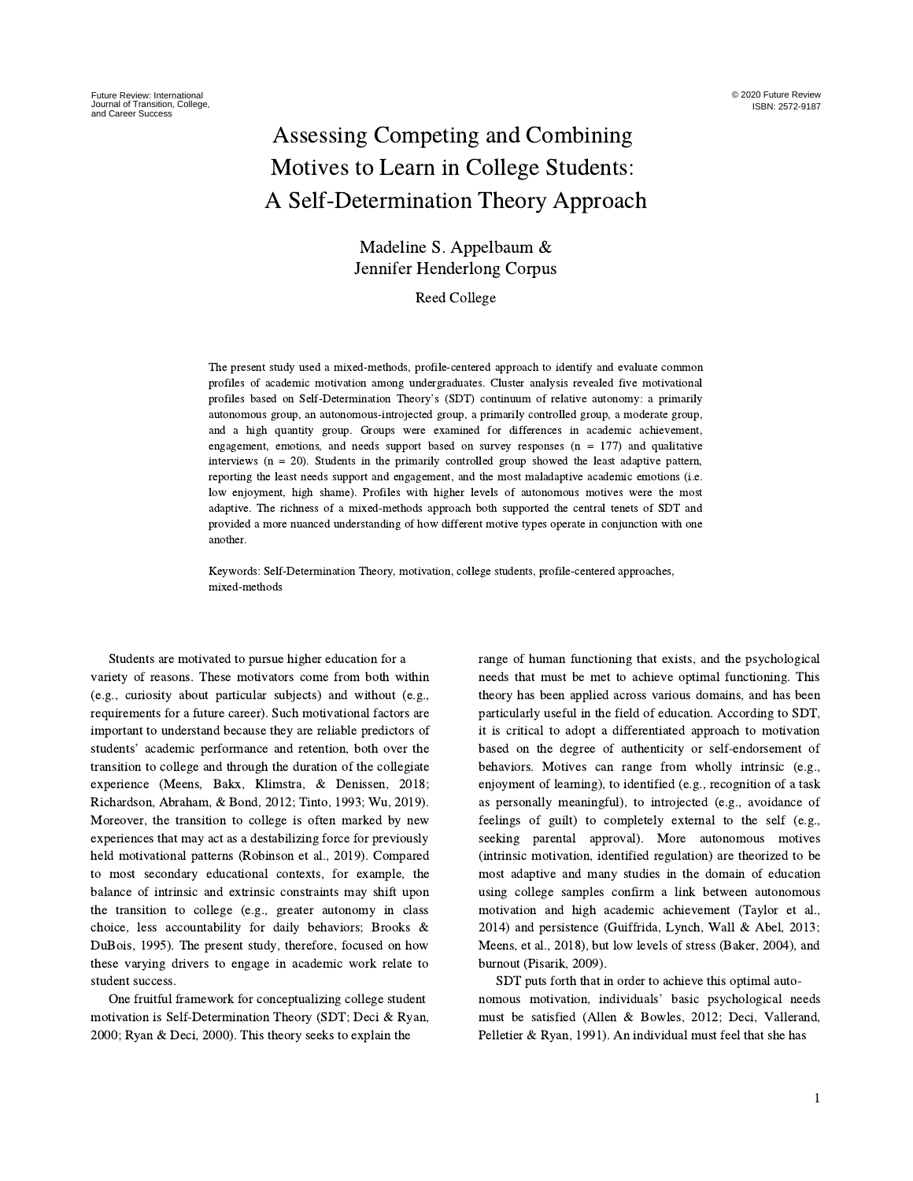# Assessing Competing and Combining Motives to Learn in College Students: A Self-Determination Theory Approach

Madeline S. Appelbaum &
Jennifer Henderlong Corpus

Reed College

The present study used a mixed-methods, profile-centered approach to identify and evaluate common profiles of academic motivation among undergraduates. Cluster analysis revealed five motivational profiles based on Self-Determination Theory's (SDT) continuum of relative autonomy: a primarily autonomous group, an autonomous-introjected group, a primarily controlled group, a moderate group, and a high quantity group. Groups were examined for differences in academic achievement, engagement, emotions, and needs support based on survey responses (n = 177) and qualitative interviews (n = 20). Students in the primarily controlled group showed the least adaptive pattern, reporting the least needs support and engagement, and the most maladaptive academic emotions (i.e. low enjoyment, high shame). Profiles with higher levels of autonomous motives were the most adaptive. The richness of a mixed-methods approach both supported the central tenets of SDT and provided a more nuanced understanding of how different motive types operate in conjunction with one another.

Keywords: Self-Determination Theory, motivation, college students, profile-centered approaches, mixed-methods

Students are motivated to pursue higher education for a variety of reasons. These motivators come from both within (e.g., curiosity about particular subjects) and without (e.g., requirements for a future career). Such motivational factors are important to understand because they are reliable predictors of students' academic performance and retention, both over the transition to college and through the duration of the collegiate experience (Meens, Bakx, Klimstra, & Denissen, 2018; Richardson, Abraham, & Bond, 2012; Tinto, 1993; Wu, 2019). Moreover, the transition to college is often marked by new experiences that may act as a destabilizing force for previously held motivational patterns (Robinson et al., 2019). Compared to most secondary educational contexts, for example, the balance of intrinsic and extrinsic constraints may shift upon the transition to college (e.g., greater autonomy in class choice, less accountability for daily behaviors; Brooks & DuBois, 1995). The present study, therefore, focused on how these varying drivers to engage in academic work relate to student success.

One fruitful framework for conceptualizing college student motivation is Self-Determination Theory (SDT; Deci & Ryan, 2000; Ryan & Deci, 2000). This theory seeks to explain the range of human functioning that exists, and the psychological needs that must be met to achieve optimal functioning. This theory has been applied across various domains, and has been particularly useful in the field of education. According to SDT, it is critical to adopt a differentiated approach to motivation based on the degree of authenticity or self-endorsement of behaviors. Motives can range from wholly intrinsic (e.g., enjoyment of learning), to identified (e.g., recognition of a task as personally meaningful), to introjected (e.g., avoidance of feelings of guilt) to completely external to the self (e.g., seeking parental approval). More autonomous motives (intrinsic motivation, identified regulation) are theorized to be most adaptive and many studies in the domain of education using college samples confirm a link between autonomous motivation and high academic achievement (Taylor et al., 2014) and persistence (Guiffrida, Lynch, Wall & Abel, 2013; Meens, et al., 2018), but low levels of stress (Baker, 2004), and burnout (Pisarik, 2009).

SDT puts forth that in order to achieve this optimal autonomous motivation, individuals' basic psychological needs must be satisfied (Allen & Bowles, 2012; Deci, Vallerand, Pelletier & Ryan, 1991). An individual must feel that she has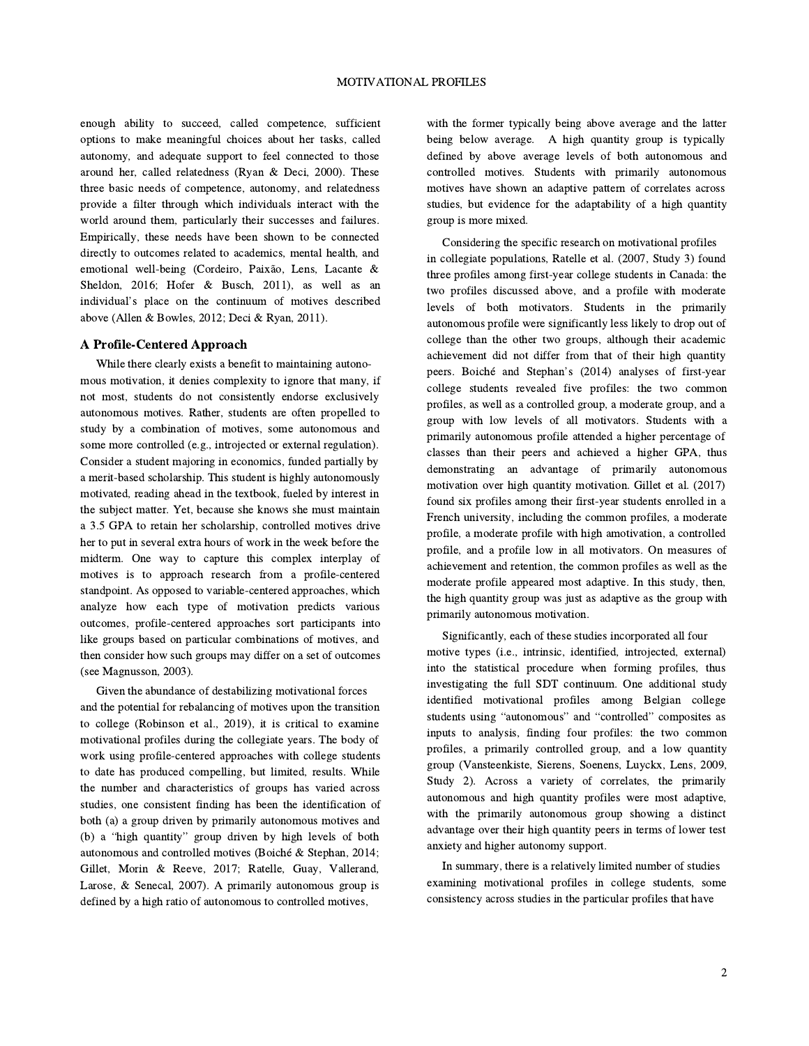enough ability to succeed, called competence, sufficient options to make meaningful choices about her tasks, called autonomy, and adequate support to feel connected to those around her, called relatedness (Ryan & Deci, 2000). These three basic needs of competence, autonomy, and relatedness provide a filter through which individuals interact with the world around them, particularly their successes and failures. Empirically, these needs have been shown to be connected directly to outcomes related to academics, mental health, and emotional well-being (Cordeiro, Paixão, Lens, Lacante & Sheldon, 2016; Hofer & Busch, 2011), as well as an individual's place on the continuum of motives described above (Allen & Bowles, 2012; Deci & Ryan, 2011).

## A Profile-Centered Approach

While there clearly exists a benefit to maintaining autonomous motivation, it denies complexity to ignore that many, if not most, students do not consistently endorse exclusively autonomous motives. Rather, students are often propelled to study by a combination of motives, some autonomous and some more controlled (e.g., introjected or external regulation). Consider a student majoring in economics, funded partially by a merit-based scholarship. This student is highly autonomously motivated, reading ahead in the textbook, fueled by interest in the subject matter. Yet, because she knows she must maintain a 3.5 GPA to retain her scholarship, controlled motives drive her to put in several extra hours of work in the week before the midterm. One way to capture this complex interplay of motives is to approach research from a profile-centered standpoint. As opposed to variable-centered approaches, which analyze how each type of motivation predicts various outcomes, profile-centered approaches sort participants into like groups based on particular combinations of motives, and then consider how such groups may differ on a set of outcomes (see Magnusson, 2003).

Given the abundance of destabilizing motivational forces and the potential for rebalancing of motives upon the transition to college (Robinson et al., 2019), it is critical to examine motivational profiles during the collegiate years. The body of work using profile-centered approaches with college students to date has produced compelling, but limited, results. While the number and characteristics of groups has varied across studies, one consistent finding has been the identification of both (a) a group driven by primarily autonomous motives and (b) a "high quantity" group driven by high levels of both autonomous and controlled motives (Boiché & Stephan, 2014; Gillet, Morin & Reeve, 2017; Ratelle, Guay, Vallerand, Larose, & Senecal, 2007). A primarily autonomous group is defined by a high ratio of autonomous to controlled motives, with the former typically being above average and the latter being below average. A high quantity group is typically defined by above average levels of both autonomous and controlled motives. Students with primarily autonomous motives have shown an adaptive pattern of correlates across studies, but evidence for the adaptability of a high quantity group is more mixed.

Considering the specific research on motivational profiles in collegiate populations, Ratelle et al. (2007, Study 3) found three profiles among first-year college students in Canada: the two profiles discussed above, and a profile with moderate levels of both motivators. Students in the primarily autonomous profile were significantly less likely to drop out of college than the other two groups, although their academic achievement did not differ from that of their high quantity peers. Boiché and Stephan's (2014) analyses of first-year college students revealed five profiles: the two common profiles, as well as a controlled group, a moderate group, and a group with low levels of all motivators. Students with a primarily autonomous profile attended a higher percentage of classes than their peers and achieved a higher GPA, thus demonstrating an advantage of primarily autonomous motivation over high quantity motivation. Gillet et al. (2017) found six profiles among their first-year students enrolled in a French university, including the common profiles, a moderate profile, a moderate profile with high amotivation, a controlled profile, and a profile low in all motivators. On measures of achievement and retention, the common profiles as well as the moderate profile appeared most adaptive. In this study, then, the high quantity group was just as adaptive as the group with primarily autonomous motivation.

Significantly, each of these studies incorporated all four motive types (i.e., intrinsic, identified, introjected, external) into the statistical procedure when forming profiles, thus investigating the full SDT continuum. One additional study identified motivational profiles among Belgian college students using "autonomous" and "controlled" composites as inputs to analysis, finding four profiles: the two common profiles, a primarily controlled group, and a low quantity group (Vansteenkiste, Sierens, Soenens, Luyckx, Lens, 2009, Study 2). Across a variety of correlates, the primarily autonomous and high quantity profiles were most adaptive, with the primarily autonomous group showing a distinct advantage over their high quantity peers in terms of lower test anxiety and higher autonomy support.

In summary, there is a relatively limited number of studies examining motivational profiles in college students, some consistency across studies in the particular profiles that have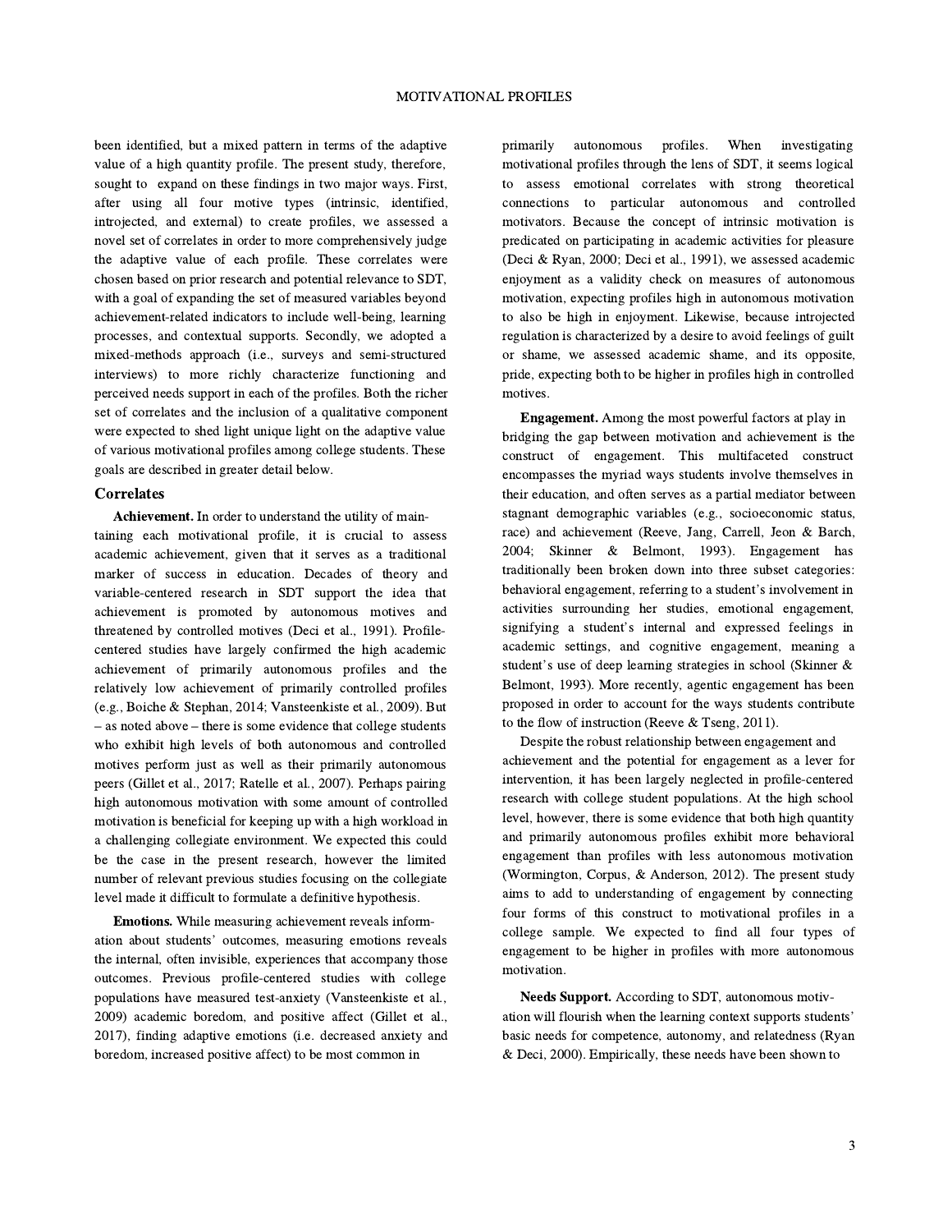been identified, but a mixed pattern in terms of the adaptive value of a high quantity profile. The present study, therefore, sought to expand on these findings in two major ways. First, after using all four motive types (intrinsic, identified, introjected, and external) to create profiles, we assessed a novel set of correlates in order to more comprehensively judge the adaptive value of each profile. These correlates were chosen based on prior research and potential relevance to SDT, with a goal of expanding the set of measured variables beyond achievement-related indicators to include well-being, learning processes, and contextual supports. Secondly, we adopted a mixed-methods approach (i.e., surveys and semi-structured interviews) to more richly characterize functioning and perceived needs support in each of the profiles. Both the richer set of correlates and the inclusion of a qualitative component were expected to shed light unique light on the adaptive value of various motivational profiles among college students. These goals are described in greater detail below.

## Correlates

**Achievement.** In order to understand the utility of maintaining each motivational profile, it is crucial to assess academic achievement, given that it serves as a traditional marker of success in education. Decades of theory and variable-centered research in SDT support the idea that achievement is promoted by autonomous motives and threatened by controlled motives (Deci et al., 1991). Profile-centered studies have largely confirmed the high academic achievement of primarily autonomous profiles and the relatively low achievement of primarily controlled profiles (e.g., Boiche & Stephan, 2014; Vansteenkiste et al., 2009). But – as noted above – there is some evidence that college students who exhibit high levels of both autonomous and controlled motives perform just as well as their primarily autonomous peers (Gillet et al., 2017; Ratelle et al., 2007). Perhaps pairing high autonomous motivation with some amount of controlled motivation is beneficial for keeping up with a high workload in a challenging collegiate environment. We expected this could be the case in the present research, however the limited number of relevant previous studies focusing on the collegiate level made it difficult to formulate a definitive hypothesis.

**Emotions.** While measuring achievement reveals information about students' outcomes, measuring emotions reveals the internal, often invisible, experiences that accompany those outcomes. Previous profile-centered studies with college populations have measured test-anxiety (Vansteenkiste et al., 2009) academic boredom, and positive affect (Gillet et al., 2017), finding adaptive emotions (i.e. decreased anxiety and boredom, increased positive affect) to be most common in primarily autonomous profiles. When investigating motivational profiles through the lens of SDT, it seems logical to assess emotional correlates with strong theoretical connections to particular autonomous and controlled motivators. Because the concept of intrinsic motivation is predicated on participating in academic activities for pleasure (Deci & Ryan, 2000; Deci et al., 1991), we assessed academic enjoyment as a validity check on measures of autonomous motivation, expecting profiles high in autonomous motivation to also be high in enjoyment. Likewise, because introjected regulation is characterized by a desire to avoid feelings of guilt or shame, we assessed academic shame, and its opposite, pride, expecting both to be higher in profiles high in controlled motives.

**Engagement.** Among the most powerful factors at play in bridging the gap between motivation and achievement is the construct of engagement. This multifaceted construct encompasses the myriad ways students involve themselves in their education, and often serves as a partial mediator between stagnant demographic variables (e.g., socioeconomic status, race) and achievement (Reeve, Jang, Carrell, Jeon & Barch, 2004; Skinner & Belmont, 1993). Engagement has traditionally been broken down into three subset categories: behavioral engagement, referring to a student's involvement in activities surrounding her studies, emotional engagement, signifying a student's internal and expressed feelings in academic settings, and cognitive engagement, meaning a student's use of deep learning strategies in school (Skinner & Belmont, 1993). More recently, agentic engagement has been proposed in order to account for the ways students contribute to the flow of instruction (Reeve & Tseng, 2011).

Despite the robust relationship between engagement and achievement and the potential for engagement as a lever for intervention, it has been largely neglected in profile-centered research with college student populations. At the high school level, however, there is some evidence that both high quantity and primarily autonomous profiles exhibit more behavioral engagement than profiles with less autonomous motivation (Wormington, Corpus, & Anderson, 2012). The present study aims to add to understanding of engagement by connecting four forms of this construct to motivational profiles in a college sample. We expected to find all four types of engagement to be higher in profiles with more autonomous motivation.

**Needs Support.** According to SDT, autonomous motivation will flourish when the learning context supports students' basic needs for competence, autonomy, and relatedness (Ryan & Deci, 2000). Empirically, these needs have been shown to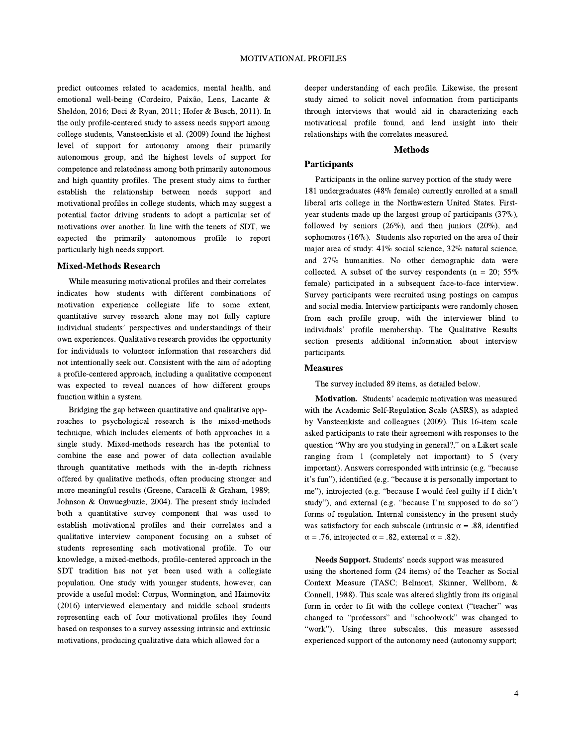predict outcomes related to academics, mental health, and emotional well-being (Cordeiro, Paixão, Lens, Lacante & Sheldon, 2016; Deci & Ryan, 2011; Hofer & Busch, 2011). In the only profile-centered study to assess needs support among college students, Vansteenkiste et al. (2009) found the highest level of support for autonomy among their primarily autonomous group, and the highest levels of support for competence and relatedness among both primarily autonomous and high quantity profiles. The present study aims to further establish the relationship between needs support and motivational profiles in college students, which may suggest a potential factor driving students to adopt a particular set of motivations over another. In line with the tenets of SDT, we expected the primarily autonomous profile to report particularly high needs support.

## Mixed-Methods Research

While measuring motivational profiles and their correlates indicates how students with different combinations of motivation experience collegiate life to some extent, quantitative survey research alone may not fully capture individual students' perspectives and understandings of their own experiences. Qualitative research provides the opportunity for individuals to volunteer information that researchers did not intentionally seek out. Consistent with the aim of adopting a profile-centered approach, including a qualitative component was expected to reveal nuances of how different groups function within a system.

Bridging the gap between quantitative and qualitative approaches to psychological research is the mixed-methods technique, which includes elements of both approaches in a single study. Mixed-methods research has the potential to combine the ease and power of data collection available through quantitative methods with the in-depth richness offered by qualitative methods, often producing stronger and more meaningful results (Greene, Caracelli & Graham, 1989; Johnson & Onwuegbuzie, 2004). The present study included both a quantitative survey component that was used to establish motivational profiles and their correlates and a qualitative interview component focusing on a subset of students representing each motivational profile. To our knowledge, a mixed-methods, profile-centered approach in the SDT tradition has not yet been used with a collegiate population. One study with younger students, however, can provide a useful model: Corpus, Wormington, and Haimovitz (2016) interviewed elementary and middle school students representing each of four motivational profiles they found based on responses to a survey assessing intrinsic and extrinsic motivations, producing qualitative data which allowed for a deeper understanding of each profile. Likewise, the present study aimed to solicit novel information from participants through interviews that would aid in characterizing each motivational profile found, and lend insight into their relationships with the correlates measured.

# Methods

## Participants

Participants in the online survey portion of the study were 181 undergraduates (48% female) currently enrolled at a small liberal arts college in the Northwestern United States. First-year students made up the largest group of participants (37%), followed by seniors (26%), and then juniors (20%), and sophomores (16%). Students also reported on the area of their major area of study: 41% social science, 32% natural science, and 27% humanities. No other demographic data were collected. A subset of the survey respondents (n = 20; 55% female) participated in a subsequent face-to-face interview. Survey participants were recruited using postings on campus and social media. Interview participants were randomly chosen from each profile group, with the interviewer blind to individuals' profile membership. The Qualitative Results section presents additional information about interview participants.

## Measures

The survey included 89 items, as detailed below.

**Motivation.** Students' academic motivation was measured with the Academic Self-Regulation Scale (ASRS), as adapted by Vansteenkiste and colleagues (2009). This 16-item scale asked participants to rate their agreement with responses to the question "Why are you studying in general?," on a Likert scale ranging from 1 (completely not important) to 5 (very important). Answers corresponded with intrinsic (e.g. "because it's fun"), identified (e.g. "because it is personally important to me"), introjected (e.g. "because I would feel guilty if I didn't study"), and external (e.g. "because I'm supposed to do so") forms of regulation. Internal consistency in the present study was satisfactory for each subscale (intrinsic $\alpha$ = .88, identified $\alpha$ = .76, introjected $\alpha$ = .82, external $\alpha$ = .82).

**Needs Support.** Students' needs support was measured using the shortened form (24 items) of the Teacher as Social Context Measure (TASC; Belmont, Skinner, Wellborn, & Connell, 1988). This scale was altered slightly from its original form in order to fit with the college context ("teacher" was changed to "professors" and "schoolwork" was changed to "work"). Using three subscales, this measure assessed experienced support of the autonomy need (autonomy support;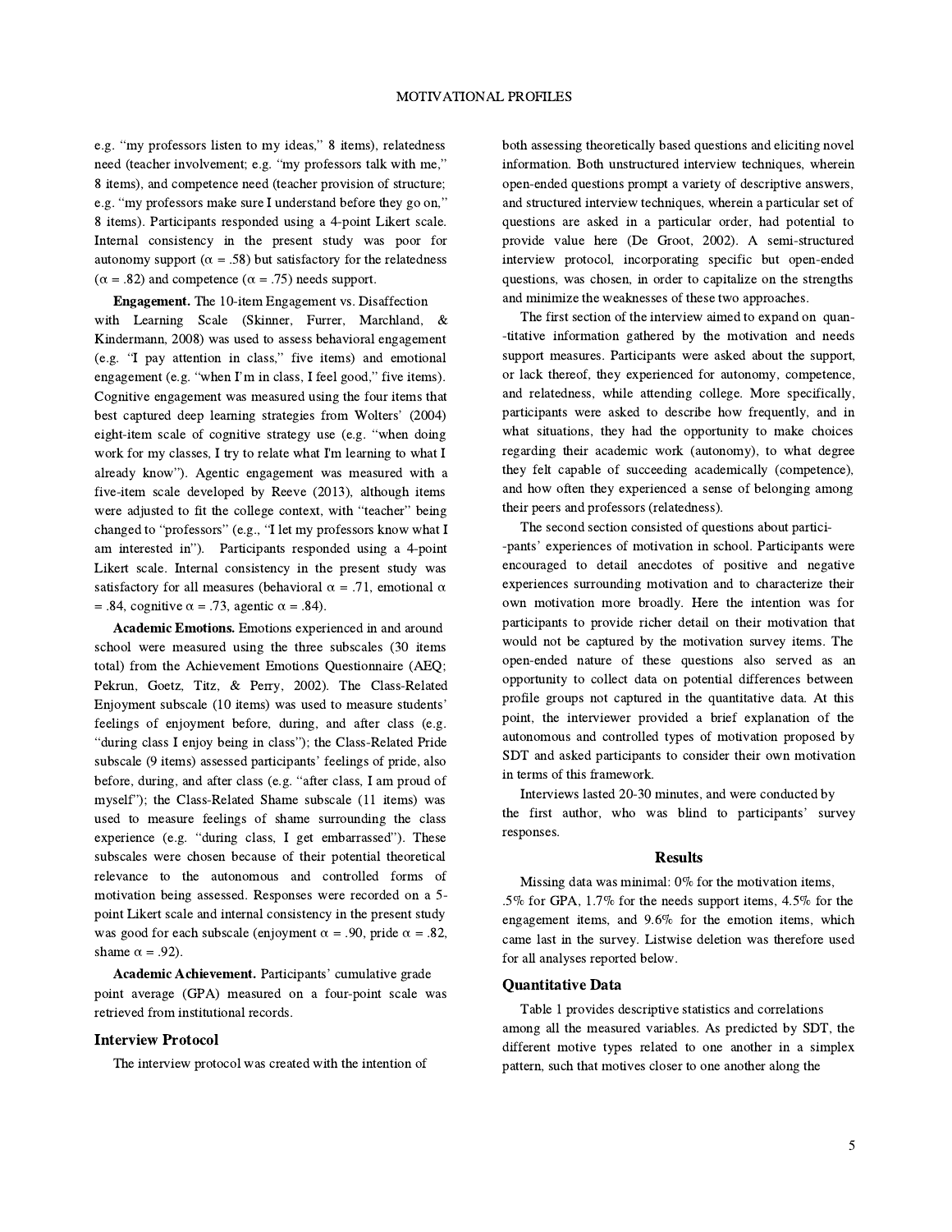e.g. "my professors listen to my ideas," 8 items), relatedness need (teacher involvement; e.g. "my professors talk with me," 8 items), and competence need (teacher provision of structure; e.g. "my professors make sure I understand before they go on," 8 items). Participants responded using a 4-point Likert scale. Internal consistency in the present study was poor for autonomy support ($\alpha = .58$) but satisfactory for the relatedness ($\alpha = .82$) and competence ($\alpha = .75$) needs support.

**Engagement.** The 10-item Engagement vs. Disaffection with Learning Scale (Skinner, Furrer, Marchland, & Kindermann, 2008) was used to assess behavioral engagement (e.g. "I pay attention in class," five items) and emotional engagement (e.g. "when I'm in class, I feel good," five items). Cognitive engagement was measured using the four items that best captured deep learning strategies from Wolters' (2004) eight-item scale of cognitive strategy use (e.g. "when doing work for my classes, I try to relate what I'm learning to what I already know"). Agentic engagement was measured with a five-item scale developed by Reeve (2013), although items were adjusted to fit the college context, with "teacher" being changed to "professors" (e.g., "I let my professors know what I am interested in"). Participants responded using a 4-point Likert scale. Internal consistency in the present study was satisfactory for all measures (behavioral $\alpha = .71$, emotional $\alpha = .84$, cognitive $\alpha = .73$, agentic $\alpha = .84$).

**Academic Emotions.** Emotions experienced in and around school were measured using the three subscales (30 items total) from the Achievement Emotions Questionnaire (AEQ; Pekrun, Goetz, Titz, & Perry, 2002). The Class-Related Enjoyment subscale (10 items) was used to measure students' feelings of enjoyment before, during, and after class (e.g. "during class I enjoy being in class"); the Class-Related Pride subscale (9 items) assessed participants' feelings of pride, also before, during, and after class (e.g. "after class, I am proud of myself"); the Class-Related Shame subscale (11 items) was used to measure feelings of shame surrounding the class experience (e.g. "during class, I get embarrassed"). These subscales were chosen because of their potential theoretical relevance to the autonomous and controlled forms of motivation being assessed. Responses were recorded on a 5-point Likert scale and internal consistency in the present study was good for each subscale (enjoyment $\alpha = .90$, pride $\alpha = .82$, shame $\alpha = .92$).

**Academic Achievement.** Participants' cumulative grade point average (GPA) measured on a four-point scale was retrieved from institutional records.

## Interview Protocol

The interview protocol was created with the intention of both assessing theoretically based questions and eliciting novel information. Both unstructured interview techniques, wherein open-ended questions prompt a variety of descriptive answers, and structured interview techniques, wherein a particular set of questions are asked in a particular order, had potential to provide value here (De Groot, 2002). A semi-structured interview protocol, incorporating specific but open-ended questions, was chosen, in order to capitalize on the strengths and minimize the weaknesses of these two approaches.

The first section of the interview aimed to expand on quantitative information gathered by the motivation and needs support measures. Participants were asked about the support, or lack thereof, they experienced for autonomy, competence, and relatedness, while attending college. More specifically, participants were asked to describe how frequently, and in what situations, they had the opportunity to make choices regarding their academic work (autonomy), to what degree they felt capable of succeeding academically (competence), and how often they experienced a sense of belonging among their peers and professors (relatedness).

The second section consisted of questions about participants' experiences of motivation in school. Participants were encouraged to detail anecdotes of positive and negative experiences surrounding motivation and to characterize their own motivation more broadly. Here the intention was for participants to provide richer detail on their motivation that would not be captured by the motivation survey items. The open-ended nature of these questions also served as an opportunity to collect data on potential differences between profile groups not captured in the quantitative data. At this point, the interviewer provided a brief explanation of the autonomous and controlled types of motivation proposed by SDT and asked participants to consider their own motivation in terms of this framework.

Interviews lasted 20-30 minutes, and were conducted by the first author, who was blind to participants' survey responses.

# Results

Missing data was minimal: 0% for the motivation items, .5% for GPA, 1.7% for the needs support items, 4.5% for the engagement items, and 9.6% for the emotion items, which came last in the survey. Listwise deletion was therefore used for all analyses reported below.

## Quantitative Data

Table 1 provides descriptive statistics and correlations among all the measured variables. As predicted by SDT, the different motive types related to one another in a simplex pattern, such that motives closer to one another along the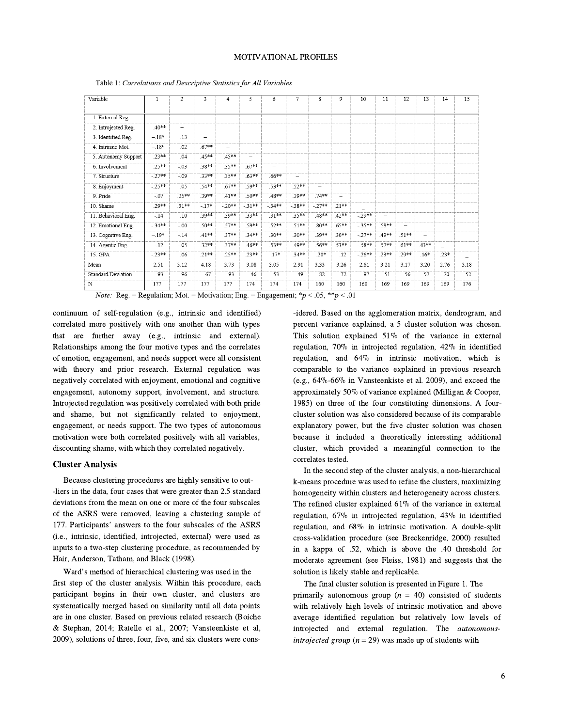Table 1: *Correlations and Descriptive Statistics for All Variables*

| Variable | 1 | 2 | 3 | 4 | 5 | 6 | 7 | 8 | 9 | 10 | 11 | 12 | 13 | 14 | 15 |
|---|---|---|---|---|---|---|---|---|---|---|---|---|---|---|---|
| 1. External Reg. | – | | | | | | | | | | | | | | |
| 2. Introjected Reg. | .40** | – | | | | | | | | | | | | | |
| 3. Identified Reg. | –.18* | .13 | – | | | | | | | | | | | | |
| 4. Intrinsic Mot. | –.18* | .02 | .67** | – | | | | | | | | | | | |
| 5. Autonomy Support | .23** | .04 | .45** | .45** | – | | | | | | | | | | |
| 6. Involvement | .25** | -.03 | .38** | .35** | .67** | – | | | | | | | | | |
| 7. Structure | -.27** | -.09 | .33** | .35** | .63** | .66** | – | | | | | | | | |
| 8. Enjoyment | -.25** | .05 | .54** | .67** | .59** | .53** | .52** | – | | | | | | | |
| 9. Pride | -.07 | .25** | .39** | .41** | .50** | .48** | .39** | .74** | – | | | | | | |
| 10. Shame | .29** | .31** | -.17* | -.20** | -.31** | -.34** | -.38** | -.27** | .21** | – | | | | | |
| 11. Behavioral Eng. | -.14 | .10 | .39** | .39** | .33** | .31** | .35** | .48** | .42** | -.29** | – | | | | |
| 12. Emotional Eng. | -.34** | -.00 | .50** | .57** | .59** | .52** | .51** | .80** | .65** | -.35** | .58** | – | | | |
| 13. Cognitive Eng. | –.19* | -.14 | .41** | .37** | .34** | .30** | .30** | .39** | .30** | -.27** | .49** | .51** | – | | |
| 14. Agentic Eng. | -.12 | -.05 | .32** | .37** | .46** | .53** | .49** | .56** | .53** | -.58** | .57** | .61** | .43** | – | |
| 15. GPA | -.23** | .06 | .21** | .25** | .23** | .17* | .34** | .20* | .12 | -.26** | .23** | .29** | .16* | .23* | – |
| Mean | 2.51 | 3.12 | 4.18 | 3.73 | 3.08 | 3.05 | 2.91 | 3.33 | 3.26 | 2.61 | 3.21 | 3.17 | 3.20 | 2.76 | 3.18 |
| Standard Deviation | .93 | .96 | .67 | .93 | .46 | .53 | .49 | .82 | .72 | .97 | .51 | .56 | .57 | .70 | .52 |
| N | 177 | 177 | 177 | 177 | 174 | 174 | 174 | 160 | 160 | 160 | 169 | 169 | 169 | 169 | 176 |

*Note:* Reg. = Regulation; Mot. = Motivation; Eng. = Engagement; $*p < .05$, $**p < .01$

continuum of self-regulation (e.g., intrinsic and identified) correlated more positively with one another than with types that are further away (e.g., intrinsic and external). Relationships among the four motive types and the correlates of emotion, engagement, and needs support were all consistent with theory and prior research. External regulation was negatively correlated with enjoyment, emotional and cognitive engagement, autonomy support, involvement, and structure. Introjected regulation was positively correlated with both pride and shame, but not significantly related to enjoyment, engagement, or needs support. The two types of autonomous motivation were both correlated positively with all variables, discounting shame, with which they correlated negatively.

## Cluster Analysis

Because clustering procedures are highly sensitive to outliers in the data, four cases that were greater than 2.5 standard deviations from the mean on one or more of the four subscales of the ASRS were removed, leaving a clustering sample of 177. Participants' answers to the four subscales of the ASRS (i.e., intrinsic, identified, introjected, external) were used as inputs to a two-step clustering procedure, as recommended by Hair, Anderson, Tatham, and Black (1998).

Ward's method of hierarchical clustering was used in the first step of the cluster analysis. Within this procedure, each participant begins in their own cluster, and clusters are systematically merged based on similarity until all data points are in one cluster. Based on previous related research (Boiche & Stephan, 2014; Ratelle et al., 2007; Vansteenkiste et al, 2009), solutions of three, four, five, and six clusters were considered. Based on the agglomeration matrix, dendrogram, and percent variance explained, a 5 cluster solution was chosen. This solution explained 51% of the variance in external regulation, 70% in introjected regulation, 42% in identified regulation, and 64% in intrinsic motivation, which is comparable to the variance explained in previous research (e.g., 64%-66% in Vansteenkiste et al. 2009), and exceed the approximately 50% of variance explained (Milligan & Cooper, 1985) on three of the four constituting dimensions. A four-cluster solution was also considered because of its comparable explanatory power, but the five cluster solution was chosen because it included a theoretically interesting additional cluster, which provided a meaningful connection to the correlates tested.

In the second step of the cluster analysis, a non-hierarchical k-means procedure was used to refine the clusters, maximizing homogeneity within clusters and heterogeneity across clusters. The refined cluster explained 61% of the variance in external regulation, 67% in introjected regulation, 43% in identified regulation, and 68% in intrinsic motivation. A double-split cross-validation procedure (see Breckenridge, 2000) resulted in a kappa of .52, which is above the .40 threshold for moderate agreement (see Fleiss, 1981) and suggests that the solution is likely stable and replicable.

The final cluster solution is presented in Figure 1. The primarily autonomous group ($n$ = 40) consisted of students with relatively high levels of intrinsic motivation and above average identified regulation but relatively low levels of introjected and external regulation. The *autonomous-introjected group* ($n$ = 29) was made up of students with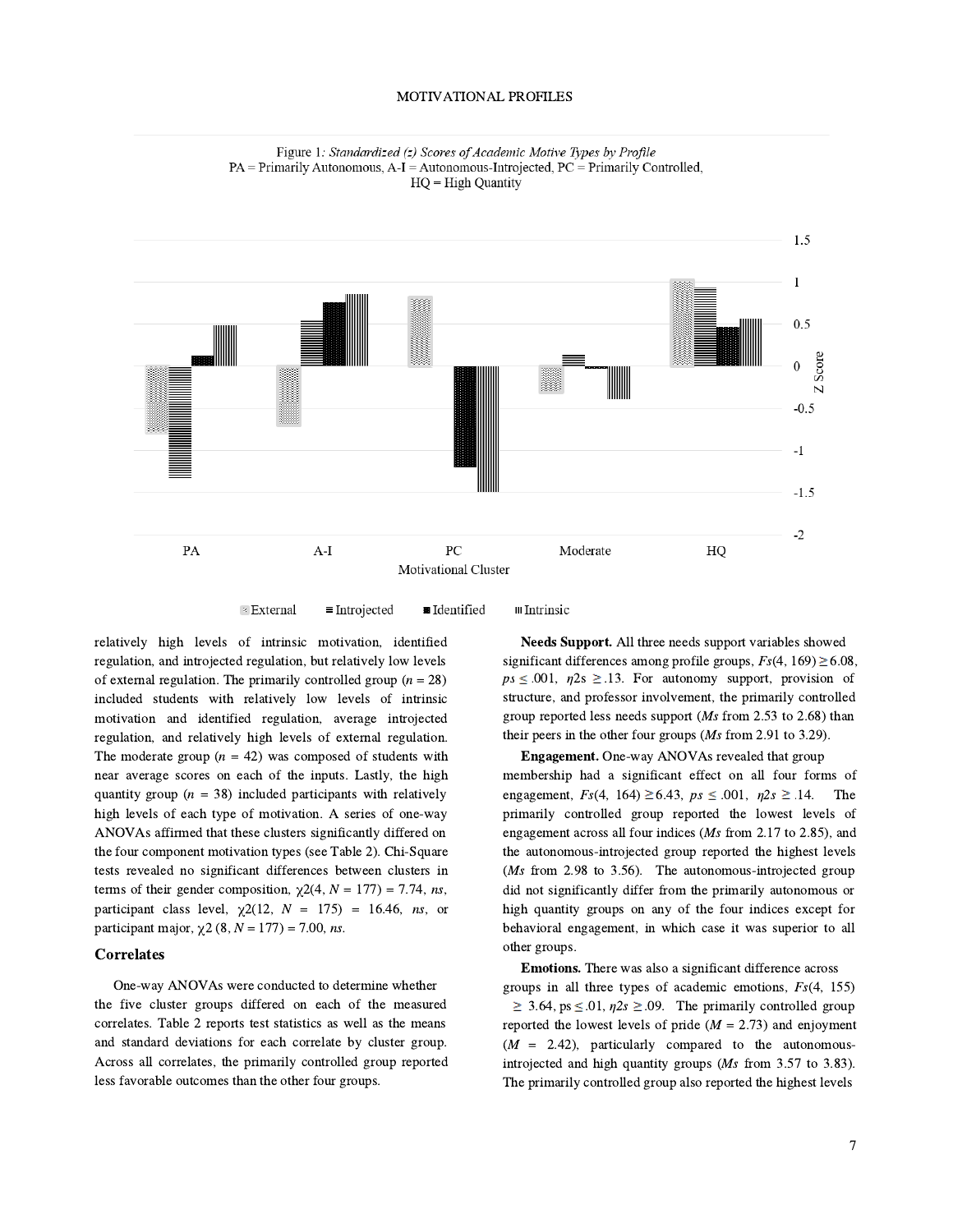Figure 1: *Standardized (z) Scores of Academic Motive Types by Profile*
PA = Primarily Autonomous, A-I = Autonomous-Introjected, PC = Primarily Controlled, HQ = High Quantity

relatively high levels of intrinsic motivation, identified regulation, and introjected regulation, but relatively low levels of external regulation. The primarily controlled group ($n$ = 28) included students with relatively low levels of intrinsic motivation and identified regulation, average introjected regulation, and relatively high levels of external regulation. The moderate group ($n$ = 42) was composed of students with near average scores on each of the inputs. Lastly, the high quantity group ($n$ = 38) included participants with relatively high levels of each type of motivation. A series of one-way ANOVAs affirmed that these clusters significantly differed on the four component motivation types (see Table 2). Chi-Square tests revealed no significant differences between clusters in terms of their gender composition, $\chi^2(4, N = 177) = 7.74$, *ns*, participant class level, $\chi^2(12, N = 175) = 16.46$, *ns*, or participant major, $\chi^2(8, N = 177) = 7.00$, *ns*.

## Correlates

One-way ANOVAs were conducted to determine whether the five cluster groups differed on each of the measured correlates. Table 2 reports test statistics as well as the means and standard deviations for each correlate by cluster group. Across all correlates, the primarily controlled group reported less favorable outcomes than the other four groups.

**Needs Support.** All three needs support variables showed significant differences among profile groups, $Fs(4, 169) \geq 6.08$, $ps \leq .001$, $\eta 2s \geq .13$. For autonomy support, provision of structure, and professor involvement, the primarily controlled group reported less needs support (*Ms* from 2.53 to 2.68) than their peers in the other four groups (*Ms* from 2.91 to 3.29).

**Engagement.** One-way ANOVAs revealed that group membership had a significant effect on all four forms of engagement, $Fs(4, 164) \geq 6.43$, $ps \leq .001$, $\eta 2s \geq .14$. The primarily controlled group reported the lowest levels of engagement across all four indices (*Ms* from 2.17 to 2.85), and the autonomous-introjected group reported the highest levels (*Ms* from 2.98 to 3.56). The autonomous-introjected group did not significantly differ from the primarily autonomous or high quantity groups on any of the four indices except for behavioral engagement, in which case it was superior to all other groups.

**Emotions.** There was also a significant difference across groups in all three types of academic emotions, $Fs(4, 155) \geq 3.64$, $ps \leq .01$, $\eta 2s \geq .09$. The primarily controlled group reported the lowest levels of pride ($M$ = 2.73) and enjoyment ($M$ = 2.42), particularly compared to the autonomous-introjected and high quantity groups (*Ms* from 3.57 to 3.83). The primarily controlled group also reported the highest levels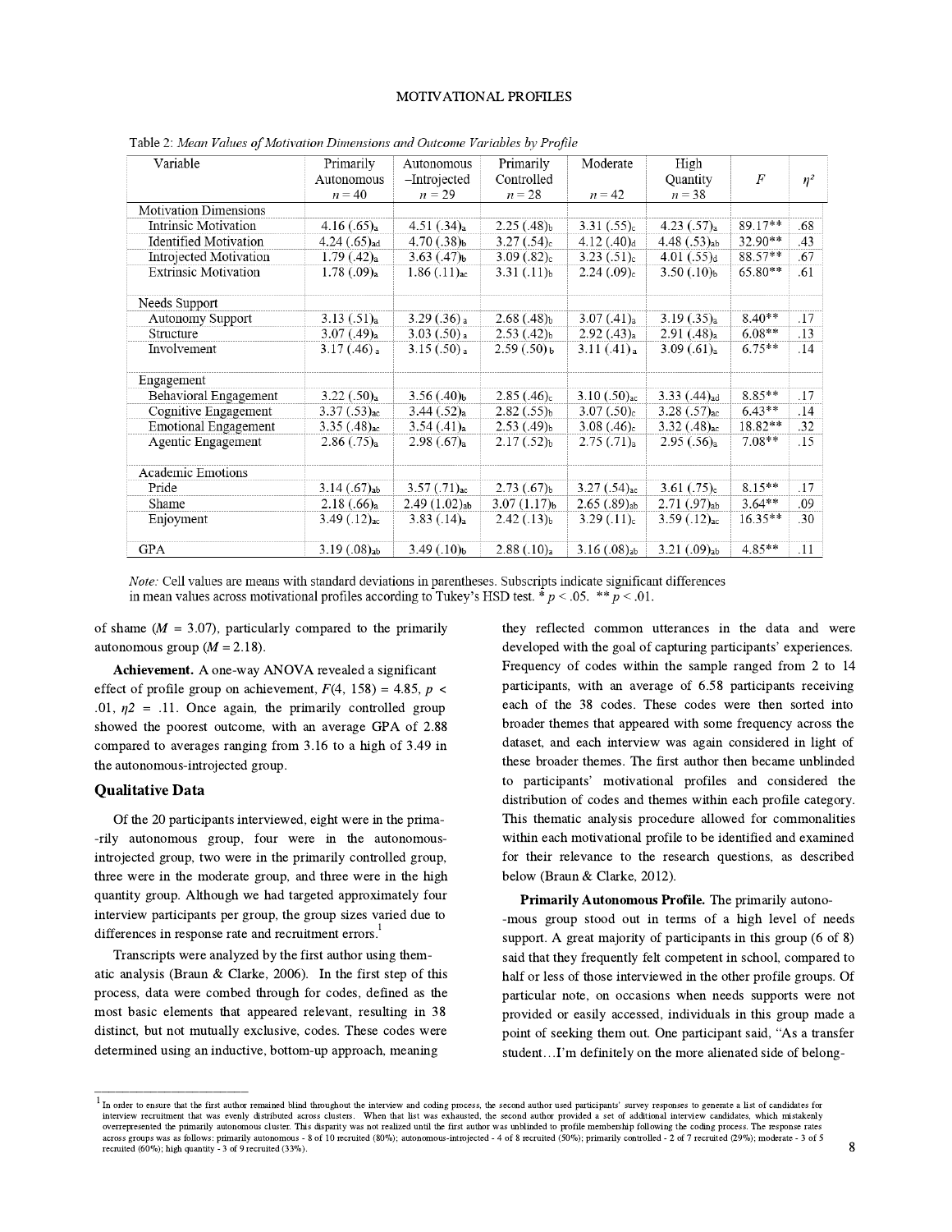Table 2: *Mean Values of Motivation Dimensions and Outcome Variables by Profile*

| Variable | Primarily Autonomous $n = 40$ | Autonomous –Introjected $n = 29$ | Primarily Controlled $n = 28$ | Moderate $n = 42$ | High Quantity $n = 38$ | $F$ | $\eta^2$ |
|---|---|---|---|---|---|---|---|
| Motivation Dimensions | | | | | | | |
| Intrinsic Motivation | 4.16 (.65)$_a$ | 4.51 (.34)$_a$ | 2.25 (.48)$_b$ | 3.31 (.55)$_c$ | 4.23 (.57)$_a$ | 89.17** | .68 |
| Identified Motivation | 4.24 (.65)$_{ad}$ | 4.70 (.38)$_b$ | 3.27 (.54)$_c$ | 4.12 (.40)$_d$ | 4.48 (.53)$_{ab}$ | 32.90** | .43 |
| Introjected Motivation | 1.79 (.42)$_a$ | 3.63 (.47)$_b$ | 3.09 (.82)$_c$ | 3.23 (.51)$_c$ | 4.01 (.55)$_d$ | 88.57** | .67 |
| Extrinsic Motivation | 1.78 (.09)$_a$ | 1.86 (.11)$_{ac}$ | 3.31 (.11)$_b$ | 2.24 (.09)$_c$ | 3.50 (.10)$_b$ | 65.80** | .61 |
| Needs Support | | | | | | | |
| Autonomy Support | 3.13 (.51)$_a$ | 3.29 (.36)$_a$ | 2.68 (.48)$_b$ | 3.07 (.41)$_a$ | 3.19 (.35)$_a$ | 8.40** | .17 |
| Structure | 3.07 (.49)$_a$ | 3.03 (.50)$_a$ | 2.53 (.42)$_b$ | 2.92 (.43)$_a$ | 2.91 (.48)$_a$ | 6.08** | .13 |
| Involvement | 3.17 (.46)$_a$ | 3.15 (.50)$_a$ | 2.59 (.50)$_b$ | 3.11 (.41)$_a$ | 3.09 (.61)$_a$ | 6.75** | .14 |
| Engagement | | | | | | | |
| Behavioral Engagement | 3.22 (.50)$_a$ | 3.56 (.40)$_b$ | 2.85 (.46)$_c$ | 3.10 (.50)$_{ac}$ | 3.33 (.44)$_{ad}$ | 8.85** | .17 |
| Cognitive Engagement | 3.37 (.53)$_{ac}$ | 3.44 (.52)$_a$ | 2.82 (.55)$_b$ | 3.07 (.50)$_c$ | 3.28 (.57)$_{ac}$ | 6.43** | .14 |
| Emotional Engagement | 3.35 (.48)$_{ac}$ | 3.54 (.41)$_a$ | 2.53 (.49)$_b$ | 3.08 (.46)$_c$ | 3.32 (.48)$_{ac}$ | 18.82** | .32 |
| Agentic Engagement | 2.86 (.75)$_a$ | 2.98 (.67)$_a$ | 2.17 (.52)$_b$ | 2.75 (.71)$_a$ | 2.95 (.56)$_a$ | 7.08** | .15 |
| Academic Emotions | | | | | | | |
| Pride | 3.14 (.67)$_{ab}$ | 3.57 (.71)$_{ac}$ | 2.73 (.67)$_b$ | 3.27 (.54)$_{ac}$ | 3.61 (.75)$_c$ | 8.15** | .17 |
| Shame | 2.18 (.66)$_a$ | 2.49 (1.02)$_{ab}$ | 3.07 (1.17)$_b$ | 2.65 (.89)$_{ab}$ | 2.71 (.97)$_{ab}$ | 3.64** | .09 |
| Enjoyment | 3.49 (.12)$_{ac}$ | 3.83 (.14)$_a$ | 2.42 (.13)$_b$ | 3.29 (.11)$_c$ | 3.59 (.12)$_{ac}$ | 16.35** | .30 |
| GPA | 3.19 (.08)$_{ab}$ | 3.49 (.10)$_b$ | 2.88 (.10)$_a$ | 3.16 (.08)$_{ab}$ | 3.21 (.09)$_{ab}$ | 4.85** | .11 |

*Note:* Cell values are means with standard deviations in parentheses. Subscripts indicate significant differences in mean values across motivational profiles according to Tukey's HSD test. * $p < .05$. ** $p < .01$.

of shame ($M$ = 3.07), particularly compared to the primarily autonomous group ($M$ = 2.18).

**Achievement.** A one-way ANOVA revealed a significant effect of profile group on achievement, $F(4, 158) = 4.85$, $p < .01$, $\eta 2 = .11$. Once again, the primarily controlled group showed the poorest outcome, with an average GPA of 2.88 compared to averages ranging from 3.16 to a high of 3.49 in the autonomous-introjected group.

### Qualitative Data

Of the 20 participants interviewed, eight were in the primarily autonomous group, four were in the autonomous-introjected group, two were in the primarily controlled group, three were in the moderate group, and three were in the high quantity group. Although we had targeted approximately four interview participants per group, the group sizes varied due to differences in response rate and recruitment errors.[1]

Transcripts were analyzed by the first author using thematic analysis (Braun & Clarke, 2006). In the first step of this process, data were combed through for codes, defined as the most basic elements that appeared relevant, resulting in 38 distinct, but not mutually exclusive, codes. These codes were determined using an inductive, bottom-up approach, meaning they reflected common utterances in the data and were developed with the goal of capturing participants' experiences. Frequency of codes within the sample ranged from 2 to 14 participants, with an average of 6.58 participants receiving each of the 38 codes. These codes were then sorted into broader themes that appeared with some frequency across the dataset, and each interview was again considered in light of these broader themes. The first author then became unblinded to participants' motivational profiles and considered the distribution of codes and themes within each profile category. This thematic analysis procedure allowed for commonalities within each motivational profile to be identified and examined for their relevance to the research questions, as described below (Braun & Clarke, 2012).

**Primarily Autonomous Profile.** The primarily autonomous group stood out in terms of a high level of needs support. A great majority of participants in this group (6 of 8) said that they frequently felt competent in school, compared to half or less of those interviewed in the other profile groups. Of particular note, on occasions when needs supports were not provided or easily accessed, individuals in this group made a point of seeking them out. One participant said, "As a transfer student…I'm definitely on the more alienated side of belong-

[1] In order to ensure that the first author remained blind throughout the interview and coding process, the second author used participants' survey responses to generate a list of candidates for interview recruitment that was evenly distributed across clusters. When that list was exhausted, the second author provided a set of additional interview candidates, which mistakenly overrepresented the primarily autonomous cluster. This disparity was not realized until the first author was unblinded to profile membership following the coding process. The response rates across groups was as follows: primarily autonomous - 8 of 10 recruited (80%); autonomous-introjected - 4 of 8 recruited (50%); primarily controlled - 2 of 7 recruited (29%); moderate - 3 of 5 recruited (60%); high quantity - 3 of 9 recruited (33%).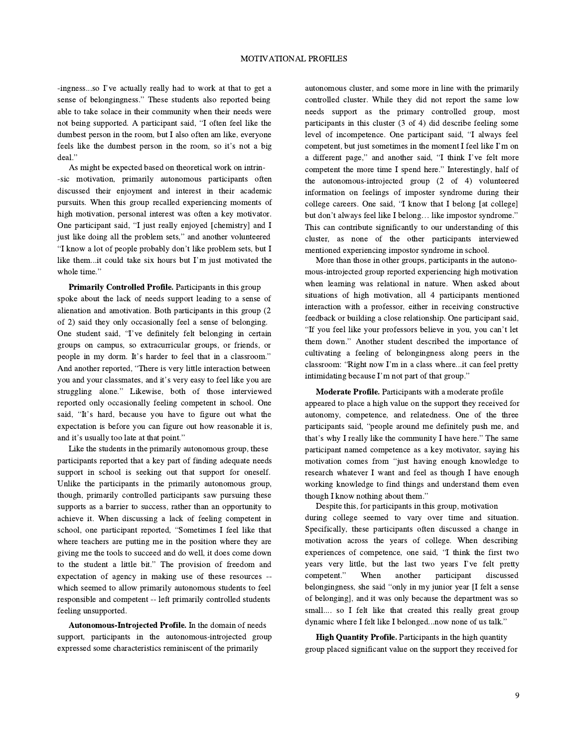-ingness...so I've actually really had to work at that to get a sense of belongingness." These students also reported being able to take solace in their community when their needs were not being supported. A participant said, "I often feel like the dumbest person in the room, but I also often am like, everyone feels like the dumbest person in the room, so it's not a big deal."

As might be expected based on theoretical work on intrinsic motivation, primarily autonomous participants often discussed their enjoyment and interest in their academic pursuits. When this group recalled experiencing moments of high motivation, personal interest was often a key motivator. One participant said, "I just really enjoyed [chemistry] and I just like doing all the problem sets," and another volunteered "I know a lot of people probably don't like problem sets, but I like them...it could take six hours but I'm just motivated the whole time."

**Primarily Controlled Profile.** Participants in this group spoke about the lack of needs support leading to a sense of alienation and amotivation. Both participants in this group (2 of 2) said they only occasionally feel a sense of belonging. One student said, "I've definitely felt belonging in certain groups on campus, so extracurricular groups, or friends, or people in my dorm. It's harder to feel that in a classroom." And another reported, "There is very little interaction between you and your classmates, and it's very easy to feel like you are struggling alone." Likewise, both of those interviewed reported only occasionally feeling competent in school. One said, "It's hard, because you have to figure out what the expectation is before you can figure out how reasonable it is, and it's usually too late at that point."

Like the students in the primarily autonomous group, these participants reported that a key part of finding adequate needs support in school is seeking out that support for oneself. Unlike the participants in the primarily autonomous group, though, primarily controlled participants saw pursuing these supports as a barrier to success, rather than an opportunity to achieve it. When discussing a lack of feeling competent in school, one participant reported, "Sometimes I feel like that where teachers are putting me in the position where they are giving me the tools to succeed and do well, it does come down to the student a little bit." The provision of freedom and expectation of agency in making use of these resources -- which seemed to allow primarily autonomous students to feel responsible and competent -- left primarily controlled students feeling unsupported.

**Autonomous-Introjected Profile.** In the domain of needs support, participants in the autonomous-introjected group expressed some characteristics reminiscent of the primarily autonomous cluster, and some more in line with the primarily controlled cluster. While they did not report the same low needs support as the primary controlled group, most participants in this cluster (3 of 4) did describe feeling some level of incompetence. One participant said, "I always feel competent, but just sometimes in the moment I feel like I'm on a different page," and another said, "I think I've felt more competent the more time I spend here." Interestingly, half of the autonomous-introjected group (2 of 4) volunteered information on feelings of imposter syndrome during their college careers. One said, "I know that I belong [at college] but don't always feel like I belong… like impostor syndrome." This can contribute significantly to our understanding of this cluster, as none of the other participants interviewed mentioned experiencing impostor syndrome in school.

More than those in other groups, participants in the autonomous-introjected group reported experiencing high motivation when learning was relational in nature. When asked about situations of high motivation, all 4 participants mentioned interaction with a professor, either in receiving constructive feedback or building a close relationship. One participant said, "If you feel like your professors believe in you, you can't let them down." Another student described the importance of cultivating a feeling of belongingness along peers in the classroom: "Right now I'm in a class where...it can feel pretty intimidating because I'm not part of that group."

**Moderate Profile.** Participants with a moderate profile appeared to place a high value on the support they received for autonomy, competence, and relatedness. One of the three participants said, "people around me definitely push me, and that's why I really like the community I have here." The same participant named competence as a key motivator, saying his motivation comes from "just having enough knowledge to research whatever I want and feel as though I have enough working knowledge to find things and understand them even though I know nothing about them."

Despite this, for participants in this group, motivation during college seemed to vary over time and situation. Specifically, these participants often discussed a change in motivation across the years of college. When describing experiences of competence, one said, "I think the first two years very little, but the last two years I've felt pretty competent." When another participant discussed belongingness, she said "only in my junior year [I felt a sense of belonging], and it was only because the department was so small.... so I felt like that created this really great group dynamic where I felt like I belonged...now none of us talk."

**High Quantity Profile.** Participants in the high quantity group placed significant value on the support they received for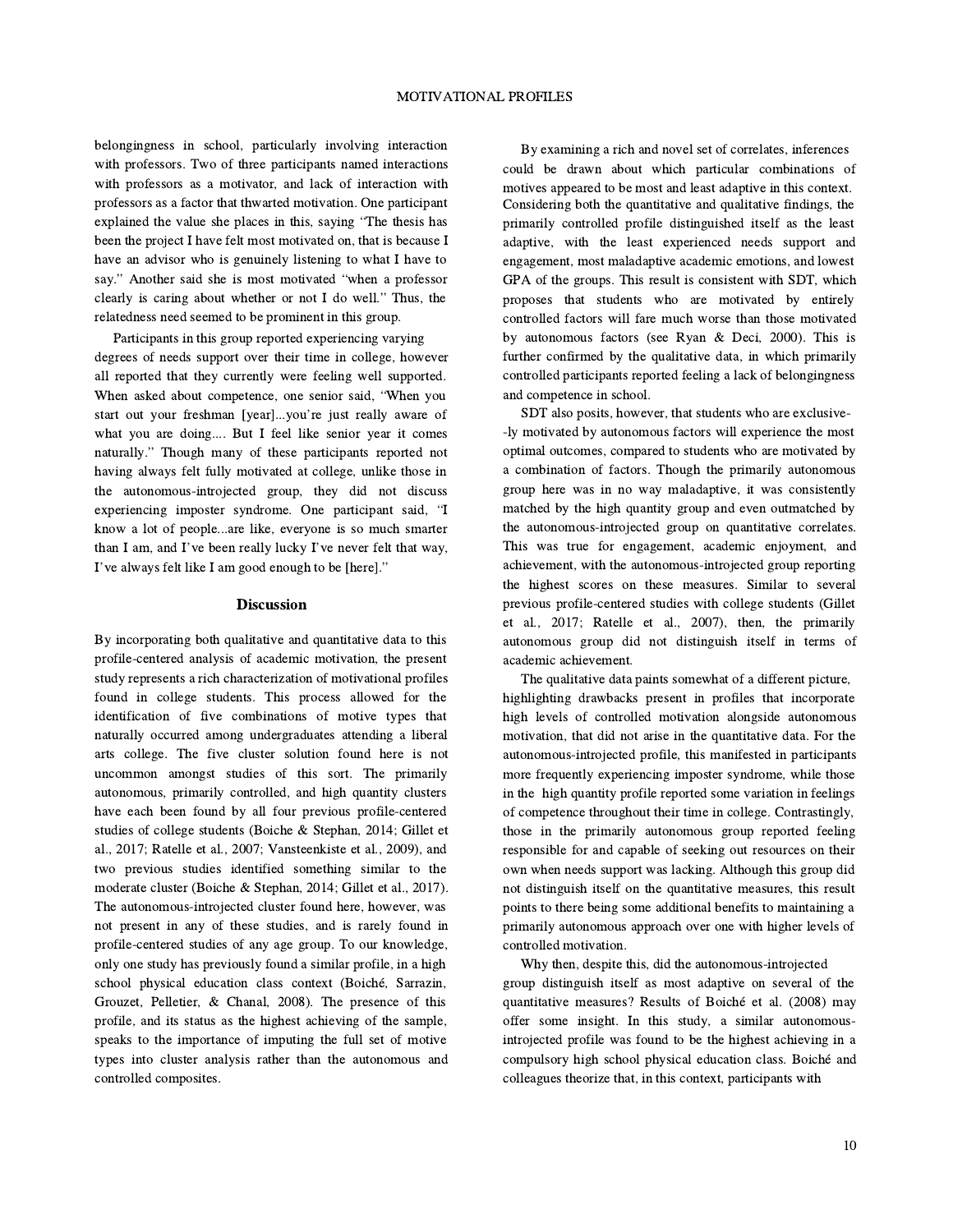belongingness in school, particularly involving interaction with professors. Two of three participants named interactions with professors as a motivator, and lack of interaction with professors as a factor that thwarted motivation. One participant explained the value she places in this, saying "The thesis has been the project I have felt most motivated on, that is because I have an advisor who is genuinely listening to what I have to say." Another said she is most motivated "when a professor clearly is caring about whether or not I do well." Thus, the relatedness need seemed to be prominent in this group.

Participants in this group reported experiencing varying degrees of needs support over their time in college, however all reported that they currently were feeling well supported. When asked about competence, one senior said, "When you start out your freshman [year]...you're just really aware of what you are doing.... But I feel like senior year it comes naturally." Though many of these participants reported not having always felt fully motivated at college, unlike those in the autonomous-introjected group, they did not discuss experiencing imposter syndrome. One participant said, "I know a lot of people...are like, everyone is so much smarter than I am, and I've been really lucky I've never felt that way, I've always felt like I am good enough to be [here]."

## Discussion

By incorporating both qualitative and quantitative data to this profile-centered analysis of academic motivation, the present study represents a rich characterization of motivational profiles found in college students. This process allowed for the identification of five combinations of motive types that naturally occurred among undergraduates attending a liberal arts college. The five cluster solution found here is not uncommon amongst studies of this sort. The primarily autonomous, primarily controlled, and high quantity clusters have each been found by all four previous profile-centered studies of college students (Boiche & Stephan, 2014; Gillet et al., 2017; Ratelle et al., 2007; Vansteenkiste et al., 2009), and two previous studies identified something similar to the moderate cluster (Boiche & Stephan, 2014; Gillet et al., 2017). The autonomous-introjected cluster found here, however, was not present in any of these studies, and is rarely found in profile-centered studies of any age group. To our knowledge, only one study has previously found a similar profile, in a high school physical education class context (Boiché, Sarrazin, Grouzet, Pelletier, & Chanal, 2008). The presence of this profile, and its status as the highest achieving of the sample, speaks to the importance of imputing the full set of motive types into cluster analysis rather than the autonomous and controlled composites.

By examining a rich and novel set of correlates, inferences could be drawn about which particular combinations of motives appeared to be most and least adaptive in this context. Considering both the quantitative and qualitative findings, the primarily controlled profile distinguished itself as the least adaptive, with the least experienced needs support and engagement, most maladaptive academic emotions, and lowest GPA of the groups. This result is consistent with SDT, which proposes that students who are motivated by entirely controlled factors will fare much worse than those motivated by autonomous factors (see Ryan & Deci, 2000). This is further confirmed by the qualitative data, in which primarily controlled participants reported feeling a lack of belongingness and competence in school.

SDT also posits, however, that students who are exclusively motivated by autonomous factors will experience the most optimal outcomes, compared to students who are motivated by a combination of factors. Though the primarily autonomous group here was in no way maladaptive, it was consistently matched by the high quantity group and even outmatched by the autonomous-introjected group on quantitative correlates. This was true for engagement, academic enjoyment, and achievement, with the autonomous-introjected group reporting the highest scores on these measures. Similar to several previous profile-centered studies with college students (Gillet et al., 2017; Ratelle et al., 2007), then, the primarily autonomous group did not distinguish itself in terms of academic achievement.

The qualitative data paints somewhat of a different picture, highlighting drawbacks present in profiles that incorporate high levels of controlled motivation alongside autonomous motivation, that did not arise in the quantitative data. For the autonomous-introjected profile, this manifested in participants more frequently experiencing imposter syndrome, while those in the high quantity profile reported some variation in feelings of competence throughout their time in college. Contrastingly, those in the primarily autonomous group reported feeling responsible for and capable of seeking out resources on their own when needs support was lacking. Although this group did not distinguish itself on the quantitative measures, this result points to there being some additional benefits to maintaining a primarily autonomous approach over one with higher levels of controlled motivation.

Why then, despite this, did the autonomous-introjected group distinguish itself as most adaptive on several of the quantitative measures? Results of Boiché et al. (2008) may offer some insight. In this study, a similar autonomous-introjected profile was found to be the highest achieving in a compulsory high school physical education class. Boiché and colleagues theorize that, in this context, participants with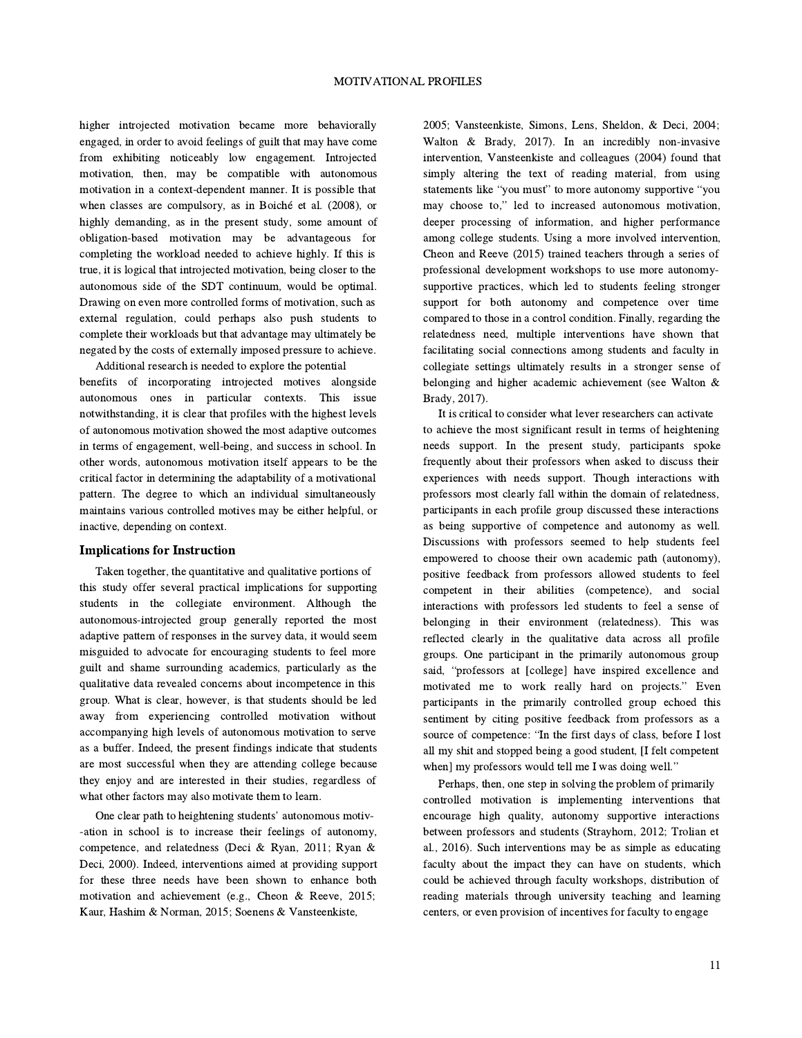higher introjected motivation became more behaviorally engaged, in order to avoid feelings of guilt that may have come from exhibiting noticeably low engagement. Introjected motivation, then, may be compatible with autonomous motivation in a context-dependent manner. It is possible that when classes are compulsory, as in Boiché et al. (2008), or highly demanding, as in the present study, some amount of obligation-based motivation may be advantageous for completing the workload needed to achieve highly. If this is true, it is logical that introjected motivation, being closer to the autonomous side of the SDT continuum, would be optimal. Drawing on even more controlled forms of motivation, such as external regulation, could perhaps also push students to complete their workloads but that advantage may ultimately be negated by the costs of externally imposed pressure to achieve.

Additional research is needed to explore the potential benefits of incorporating introjected motives alongside autonomous ones in particular contexts. This issue notwithstanding, it is clear that profiles with the highest levels of autonomous motivation showed the most adaptive outcomes in terms of engagement, well-being, and success in school. In other words, autonomous motivation itself appears to be the critical factor in determining the adaptability of a motivational pattern. The degree to which an individual simultaneously maintains various controlled motives may be either helpful, or inactive, depending on context.

## Implications for Instruction

Taken together, the quantitative and qualitative portions of this study offer several practical implications for supporting students in the collegiate environment. Although the autonomous-introjected group generally reported the most adaptive pattern of responses in the survey data, it would seem misguided to advocate for encouraging students to feel more guilt and shame surrounding academics, particularly as the qualitative data revealed concerns about incompetence in this group. What is clear, however, is that students should be led away from experiencing controlled motivation without accompanying high levels of autonomous motivation to serve as a buffer. Indeed, the present findings indicate that students are most successful when they are attending college because they enjoy and are interested in their studies, regardless of what other factors may also motivate them to learn.

One clear path to heightening students' autonomous motivation in school is to increase their feelings of autonomy, competence, and relatedness (Deci & Ryan, 2011; Ryan & Deci, 2000). Indeed, interventions aimed at providing support for these three needs have been shown to enhance both motivation and achievement (e.g., Cheon & Reeve, 2015; Kaur, Hashim & Norman, 2015; Soenens & Vansteenkiste, 2005; Vansteenkiste, Simons, Lens, Sheldon, & Deci, 2004; Walton & Brady, 2017). In an incredibly non-invasive intervention, Vansteenkiste and colleagues (2004) found that simply altering the text of reading material, from using statements like "you must" to more autonomy supportive "you may choose to," led to increased autonomous motivation, deeper processing of information, and higher performance among college students. Using a more involved intervention, Cheon and Reeve (2015) trained teachers through a series of professional development workshops to use more autonomy-supportive practices, which led to students feeling stronger support for both autonomy and competence over time compared to those in a control condition. Finally, regarding the relatedness need, multiple interventions have shown that facilitating social connections among students and faculty in collegiate settings ultimately results in a stronger sense of belonging and higher academic achievement (see Walton & Brady, 2017).

It is critical to consider what lever researchers can activate to achieve the most significant result in terms of heightening needs support. In the present study, participants spoke frequently about their professors when asked to discuss their experiences with needs support. Though interactions with professors most clearly fall within the domain of relatedness, participants in each profile group discussed these interactions as being supportive of competence and autonomy as well. Discussions with professors seemed to help students feel empowered to choose their own academic path (autonomy), positive feedback from professors allowed students to feel competent in their abilities (competence), and social interactions with professors led students to feel a sense of belonging in their environment (relatedness). This was reflected clearly in the qualitative data across all profile groups. One participant in the primarily autonomous group said, "professors at [college] have inspired excellence and motivated me to work really hard on projects." Even participants in the primarily controlled group echoed this sentiment by citing positive feedback from professors as a source of competence: "In the first days of class, before I lost all my shit and stopped being a good student, [I felt competent when] my professors would tell me I was doing well."

Perhaps, then, one step in solving the problem of primarily controlled motivation is implementing interventions that encourage high quality, autonomy supportive interactions between professors and students (Strayhorn, 2012; Trolian et al., 2016). Such interventions may be as simple as educating faculty about the impact they can have on students, which could be achieved through faculty workshops, distribution of reading materials through university teaching and learning centers, or even provision of incentives for faculty to engage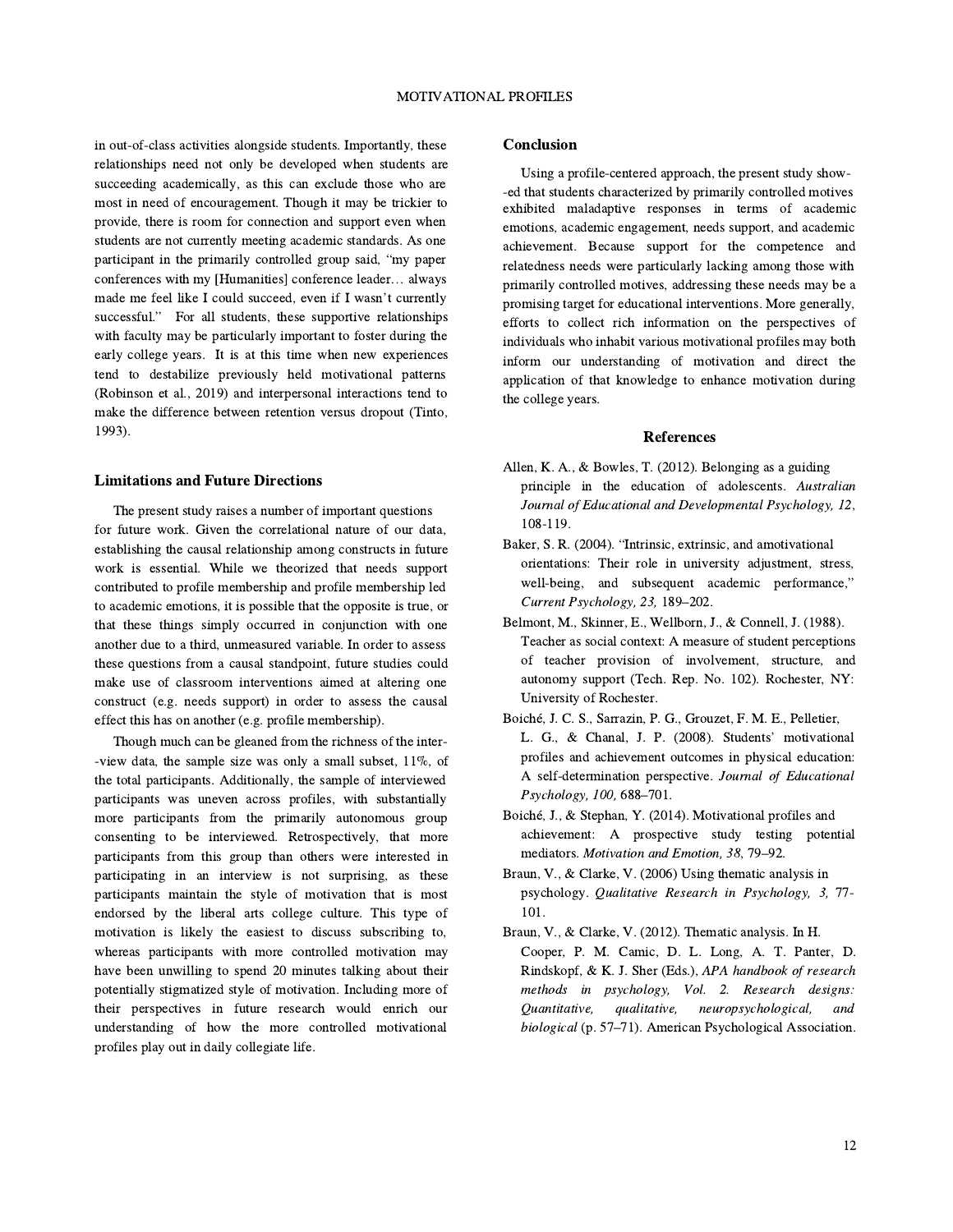in out-of-class activities alongside students. Importantly, these relationships need not only be developed when students are succeeding academically, as this can exclude those who are most in need of encouragement. Though it may be trickier to provide, there is room for connection and support even when students are not currently meeting academic standards. As one participant in the primarily controlled group said, "my paper conferences with my [Humanities] conference leader… always made me feel like I could succeed, even if I wasn't currently successful." For all students, these supportive relationships with faculty may be particularly important to foster during the early college years. It is at this time when new experiences tend to destabilize previously held motivational patterns (Robinson et al., 2019) and interpersonal interactions tend to make the difference between retention versus dropout (Tinto, 1993).

### Limitations and Future Directions

The present study raises a number of important questions for future work. Given the correlational nature of our data, establishing the causal relationship among constructs in future work is essential. While we theorized that needs support contributed to profile membership and profile membership led to academic emotions, it is possible that the opposite is true, or that these things simply occurred in conjunction with one another due to a third, unmeasured variable. In order to assess these questions from a causal standpoint, future studies could make use of classroom interventions aimed at altering one construct (e.g. needs support) in order to assess the causal effect this has on another (e.g. profile membership).

Though much can be gleaned from the richness of the interview data, the sample size was only a small subset, 11%, of the total participants. Additionally, the sample of interviewed participants was uneven across profiles, with substantially more participants from the primarily autonomous group consenting to be interviewed. Retrospectively, that more participants from this group than others were interested in participating in an interview is not surprising, as these participants maintain the style of motivation that is most endorsed by the liberal arts college culture. This type of motivation is likely the easiest to discuss subscribing to, whereas participants with more controlled motivation may have been unwilling to spend 20 minutes talking about their potentially stigmatized style of motivation. Including more of their perspectives in future research would enrich our understanding of how the more controlled motivational profiles play out in daily collegiate life.

### Conclusion

Using a profile-centered approach, the present study showed that students characterized by primarily controlled motives exhibited maladaptive responses in terms of academic emotions, academic engagement, needs support, and academic achievement. Because support for the competence and relatedness needs were particularly lacking among those with primarily controlled motives, addressing these needs may be a promising target for educational interventions. More generally, efforts to collect rich information on the perspectives of individuals who inhabit various motivational profiles may both inform our understanding of motivation and direct the application of that knowledge to enhance motivation during the college years.

## References

Allen, K. A., & Bowles, T. (2012). Belonging as a guiding principle in the education of adolescents. *Australian Journal of Educational and Developmental Psychology, 12*, 108-119.

Baker, S. R. (2004). "Intrinsic, extrinsic, and amotivational orientations: Their role in university adjustment, stress, well-being, and subsequent academic performance," *Current Psychology, 23,* 189–202.

Belmont, M., Skinner, E., Wellborn, J., & Connell, J. (1988). Teacher as social context: A measure of student perceptions of teacher provision of involvement, structure, and autonomy support (Tech. Rep. No. 102). Rochester, NY: University of Rochester.

Boiché, J. C. S., Sarrazin, P. G., Grouzet, F. M. E., Pelletier, L. G., & Chanal, J. P. (2008). Students' motivational profiles and achievement outcomes in physical education: A self-determination perspective. *Journal of Educational Psychology, 100,* 688–701.

Boiché, J., & Stephan, Y. (2014). Motivational profiles and achievement: A prospective study testing potential mediators. *Motivation and Emotion, 38,* 79–92.

Braun, V., & Clarke, V. (2006) Using thematic analysis in psychology. *Qualitative Research in Psychology, 3,* 77-101.

Braun, V., & Clarke, V. (2012). Thematic analysis. In H. Cooper, P. M. Camic, D. L. Long, A. T. Panter, D. Rindskopf, & K. J. Sher (Eds.), *APA handbook of research methods in psychology, Vol. 2. Research designs: Quantitative, qualitative, neuropsychological, and biological* (p. 57–71). American Psychological Association.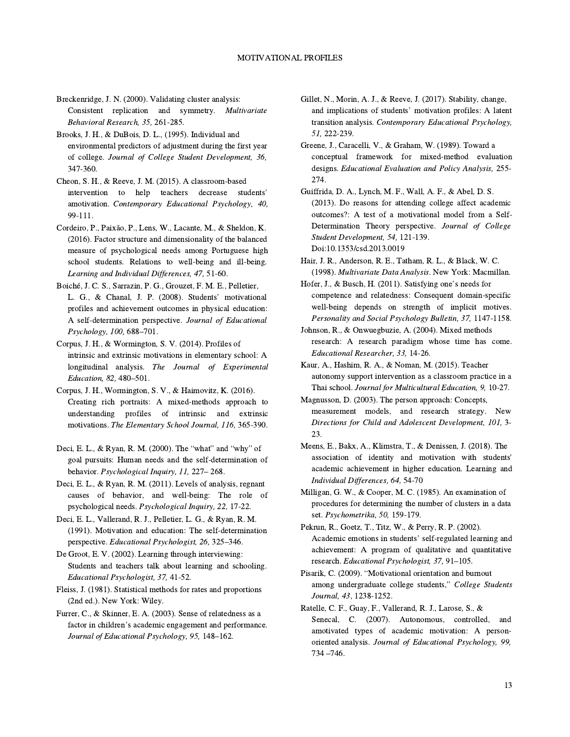Breckenridge, J. N. (2000). Validating cluster analysis: Consistent replication and symmetry. *Multivariate Behavioral Research, 35,* 261-285.

Brooks, J. H., & DuBois, D. L., (1995). Individual and environmental predictors of adjustment during the first year of college. *Journal of College Student Development, 36,* 347-360.

Cheon, S. H., & Reeve, J. M. (2015). A classroom-based intervention to help teachers decrease students' amotivation. *Contemporary Educational Psychology, 40,* 99-111.

Cordeiro, P., Paixão, P., Lens, W., Lacante, M., & Sheldon, K. (2016). Factor structure and dimensionality of the balanced measure of psychological needs among Portuguese high school students. Relations to well-being and ill-being. *Learning and Individual Differences, 47,* 51-60.

Boiché, J. C. S., Sarrazin, P. G., Grouzet, F. M. E., Pelletier, L. G., & Chanal, J. P. (2008). Students' motivational profiles and achievement outcomes in physical education: A self-determination perspective. *Journal of Educational Psychology, 100,* 688–701.

Corpus, J. H., & Wormington, S. V. (2014). Profiles of intrinsic and extrinsic motivations in elementary school: A longitudinal analysis. *The Journal of Experimental Education, 82,* 480–501.

Corpus, J. H., Wormington, S. V., & Haimovitz, K. (2016). Creating rich portraits: A mixed-methods approach to understanding profiles of intrinsic and extrinsic motivations. *The Elementary School Journal, 116,* 365-390.

Deci, E. L., & Ryan, R. M. (2000). The "what" and "why" of goal pursuits: Human needs and the self-determination of behavior. *Psychological Inquiry, 11,* 227– 268.

Deci, E. L., & Ryan, R. M. (2011). Levels of analysis, regnant causes of behavior, and well-being: The role of psychological needs. *Psychological Inquiry, 22,* 17-22.

Deci, E. L., Vallerand, R. J., Pelletier, L. G., & Ryan, R. M. (1991). Motivation and education: The self-determination perspective. *Educational Psychologist, 26,* 325–346.

De Groot, E. V. (2002). Learning through interviewing: Students and teachers talk about learning and schooling. *Educational Psychologist, 37,* 41-52.

Fleiss, J. (1981). Statistical methods for rates and proportions (2nd ed.). New York: Wiley.

Furrer, C., & Skinner, E. A. (2003). Sense of relatedness as a factor in children's academic engagement and performance. *Journal of Educational Psychology, 95,* 148–162.

Gillet, N., Morin, A. J., & Reeve, J. (2017). Stability, change, and implications of students' motivation profiles: A latent transition analysis. *Contemporary Educational Psychology, 51,* 222-239.

Greene, J., Caracelli, V., & Graham, W. (1989). Toward a conceptual framework for mixed-method evaluation designs. *Educational Evaluation and Policy Analysis,* 255-274.

Guiffrida, D. A., Lynch, M. F., Wall, A. F., & Abel, D. S. (2013). Do reasons for attending college affect academic outcomes?: A test of a motivational model from a Self-Determination Theory perspective. *Journal of College Student Development, 54,* 121-139. Doi:10.1353/csd.2013.0019

Hair, J. R., Anderson, R. E., Tatham, R. L., & Black, W. C. (1998). *Multivariate Data Analysis*. New York: Macmillan.

Hofer, J., & Busch, H. (2011). Satisfying one's needs for competence and relatedness: Consequent domain-specific well-being depends on strength of implicit motives. *Personality and Social Psychology Bulletin, 37,* 1147-1158.

Johnson, R., & Onwuegbuzie, A. (2004). Mixed methods research: A research paradigm whose time has come. *Educational Researcher, 33,* 14-26.

Kaur, A., Hashim, R. A., & Noman, M. (2015). Teacher autonomy support intervention as a classroom practice in a Thai school. *Journal for Multicultural Education, 9,* 10-27.

Magnusson, D. (2003). The person approach: Concepts, measurement models, and research strategy. *New Directions for Child and Adolescent Development, 101,* 3-23.

Meens, E., Bakx, A., Klimstra, T., & Denissen, J. (2018). The association of identity and motivation with students' academic achievement in higher education. Learning and *Individual Differences, 64,* 54-70

Milligan, G. W., & Cooper, M. C. (1985). An examination of procedures for determining the number of clusters in a data set. *Psychometrika, 50,* 159-179.

Pekrun, R., Goetz, T., Titz, W., & Perry, R. P. (2002). Academic emotions in students' self-regulated learning and achievement: A program of qualitative and quantitative research. *Educational Psychologist, 37,* 91–105.

Pisarik, C. (2009). "Motivational orientation and burnout among undergraduate college students," *College Students Journal, 43,* 1238-1252.

Ratelle, C. F., Guay, F., Vallerand, R. J., Larose, S., & Senecal, C. (2007). Autonomous, controlled, and amotivated types of academic motivation: A person-oriented analysis. *Journal of Educational Psychology, 99,* 734 –746.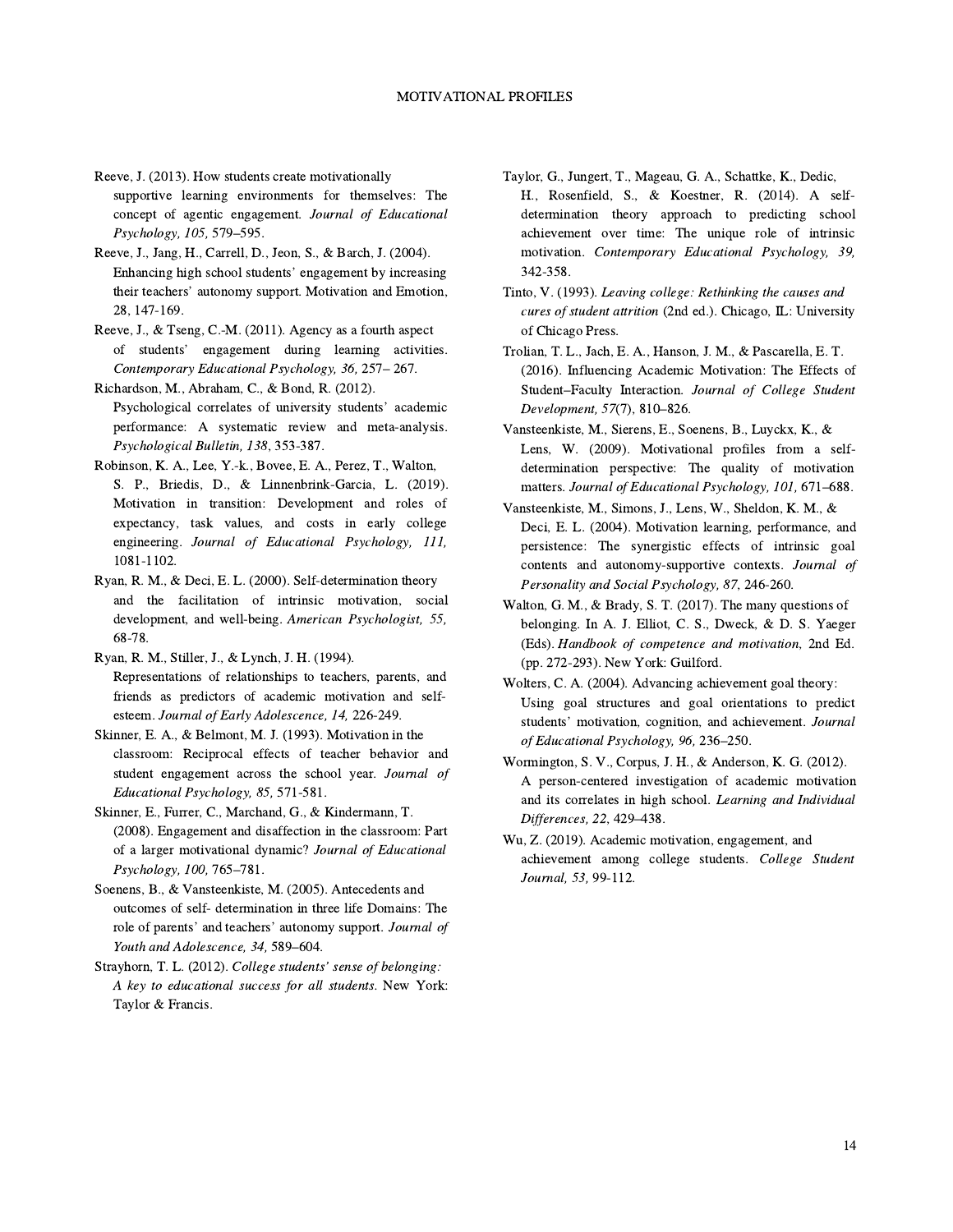Reeve, J. (2013). How students create motivationally supportive learning environments for themselves: The concept of agentic engagement. *Journal of Educational Psychology, 105,* 579–595.

Reeve, J., Jang, H., Carrell, D., Jeon, S., & Barch, J. (2004). Enhancing high school students' engagement by increasing their teachers' autonomy support. Motivation and Emotion, 28, 147-169.

Reeve, J., & Tseng, C.-M. (2011). Agency as a fourth aspect of students' engagement during learning activities. *Contemporary Educational Psychology, 36,* 257– 267.

Richardson, M., Abraham, C., & Bond, R. (2012). Psychological correlates of university students' academic performance: A systematic review and meta-analysis. *Psychological Bulletin, 138*, 353-387.

Robinson, K. A., Lee, Y.-k., Bovee, E. A., Perez, T., Walton, S. P., Briedis, D., & Linnenbrink-Garcia, L. (2019). Motivation in transition: Development and roles of expectancy, task values, and costs in early college engineering. *Journal of Educational Psychology, 111,* 1081-1102.

Ryan, R. M., & Deci, E. L. (2000). Self-determination theory and the facilitation of intrinsic motivation, social development, and well-being. *American Psychologist, 55,* 68-78.

Ryan, R. M., Stiller, J., & Lynch, J. H. (1994). Representations of relationships to teachers, parents, and friends as predictors of academic motivation and self-esteem. *Journal of Early Adolescence, 14,* 226-249.

Skinner, E. A., & Belmont, M. J. (1993). Motivation in the classroom: Reciprocal effects of teacher behavior and student engagement across the school year. *Journal of Educational Psychology, 85,* 571-581.

Skinner, E., Furrer, C., Marchand, G., & Kindermann, T. (2008). Engagement and disaffection in the classroom: Part of a larger motivational dynamic? *Journal of Educational Psychology, 100,* 765–781.

Soenens, B., & Vansteenkiste, M. (2005). Antecedents and outcomes of self- determination in three life Domains: The role of parents' and teachers' autonomy support. *Journal of Youth and Adolescence, 34,* 589–604.

Strayhorn, T. L. (2012). *College students' sense of belonging: A key to educational success for all students.* New York: Taylor & Francis.

Taylor, G., Jungert, T., Mageau, G. A., Schattke, K., Dedic, H., Rosenfield, S., & Koestner, R. (2014). A self-determination theory approach to predicting school achievement over time: The unique role of intrinsic motivation. *Contemporary Educational Psychology, 39,* 342-358.

Tinto, V. (1993). *Leaving college: Rethinking the causes and cures of student attrition* (2nd ed.). Chicago, IL: University of Chicago Press.

Trolian, T. L., Jach, E. A., Hanson, J. M., & Pascarella, E. T. (2016). Influencing Academic Motivation: The Effects of Student–Faculty Interaction. *Journal of College Student Development, 57*(7), 810–826.

Vansteenkiste, M., Sierens, E., Soenens, B., Luyckx, K., & Lens, W. (2009). Motivational profiles from a self-determination perspective: The quality of motivation matters. *Journal of Educational Psychology, 101,* 671–688.

Vansteenkiste, M., Simons, J., Lens, W., Sheldon, K. M., & Deci, E. L. (2004). Motivation learning, performance, and persistence: The synergistic effects of intrinsic goal contents and autonomy-supportive contexts. *Journal of Personality and Social Psychology, 87*, 246-260.

Walton, G. M., & Brady, S. T. (2017). The many questions of belonging. In A. J. Elliot, C. S., Dweck, & D. S. Yaeger (Eds). *Handbook of competence and motivation*, 2nd Ed. (pp. 272-293). New York: Guilford.

Wolters, C. A. (2004). Advancing achievement goal theory: Using goal structures and goal orientations to predict students' motivation, cognition, and achievement. *Journal of Educational Psychology, 96,* 236–250.

Wormington, S. V., Corpus, J. H., & Anderson, K. G. (2012). A person-centered investigation of academic motivation and its correlates in high school. *Learning and Individual Differences, 22,* 429–438.

Wu, Z. (2019). Academic motivation, engagement, and achievement among college students. *College Student Journal, 53,* 99-112.